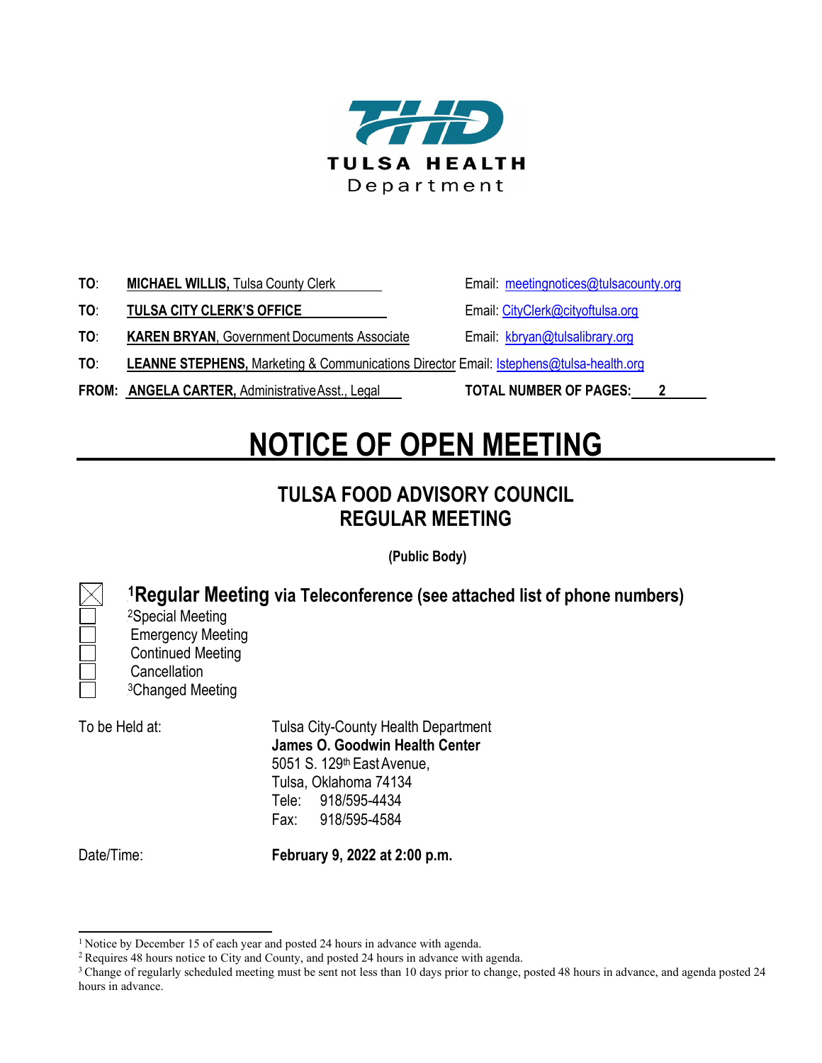THD

TULSA HEALTH Department

**TO**: **MICHAEL WILLIS,** Tulsa County Clerk — Email: meetingnotices@tulsacounty.org

**TO**: **TULSA CITY CLERK'S OFFICE** — Email: CityClerk@cityoftulsa.org

**TO**: **KAREN BRYAN**, Government Documents Associate — Email: kbryan@tulsalibrary.org

**TO**: **LEANNE STEPHENS,** Marketing & Communications Director — Email: lstephens@tulsa-health.org

**FROM: ANGELA CARTER,** Administrative Asst., Legal — **TOTAL NUMBER OF PAGES: 2**

# NOTICE OF OPEN MEETING

## TULSA FOOD ADVISORY COUNCIL REGULAR MEETING

**(Public Body)**

- [x] [1]**Regular Meeting via Teleconference (see attached list of phone numbers)**
- [ ] [2]Special Meeting
- [ ] Emergency Meeting
- [ ] Continued Meeting
- [ ] Cancellation
- [ ] [3]Changed Meeting

To be Held at:
Tulsa City-County Health Department
**James O. Goodwin Health Center**
5051 S. 129th East Avenue,
Tulsa, Oklahoma 74134
Tele: 918/595-4434
Fax: 918/595-4584

Date/Time: **February 9, 2022 at 2:00 p.m.**

---

[1] Notice by December 15 of each year and posted 24 hours in advance with agenda.
[2] Requires 48 hours notice to City and County, and posted 24 hours in advance with agenda.
[3] Change of regularly scheduled meeting must be sent not less than 10 days prior to change, posted 48 hours in advance, and agenda posted 24 hours in advance.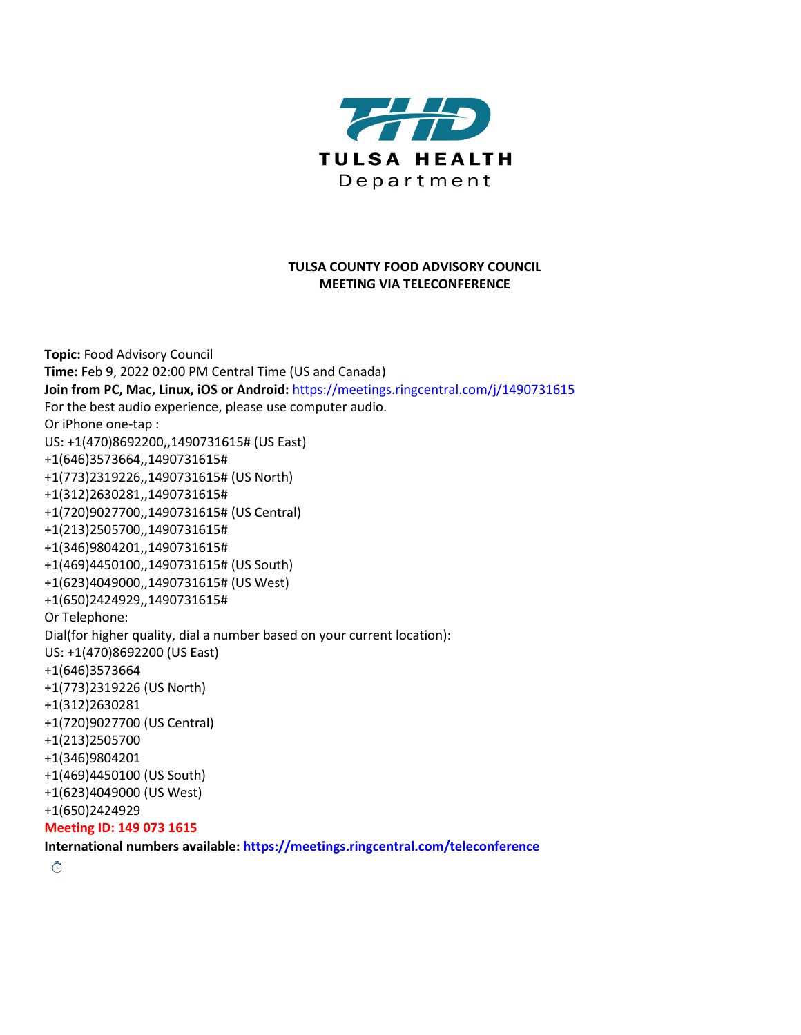TULSA HEALTH Department

**TULSA COUNTY FOOD ADVISORY COUNCIL**
**MEETING VIA TELECONFERENCE**

**Topic:** Food Advisory Council
**Time:** Feb 9, 2022 02:00 PM Central Time (US and Canada)
**Join from PC, Mac, Linux, iOS or Android:** https://meetings.ringcentral.com/j/1490731615
For the best audio experience, please use computer audio.
Or iPhone one-tap :
US: +1(470)8692200,,1490731615# (US East)
+1(646)3573664,,1490731615#
+1(773)2319226,,1490731615# (US North)
+1(312)2630281,,1490731615#
+1(720)9027700,,1490731615# (US Central)
+1(213)2505700,,1490731615#
+1(346)9804201,,1490731615#
+1(469)4450100,,1490731615# (US South)
+1(623)4049000,,1490731615# (US West)
+1(650)2424929,,1490731615#
Or Telephone:
Dial(for higher quality, dial a number based on your current location):
US: +1(470)8692200 (US East)
+1(646)3573664
+1(773)2319226 (US North)
+1(312)2630281
+1(720)9027700 (US Central)
+1(213)2505700
+1(346)9804201
+1(469)4450100 (US South)
+1(623)4049000 (US West)
+1(650)2424929
**Meeting ID: 149 073 1615**
**International numbers available: https://meetings.ringcentral.com/teleconference**